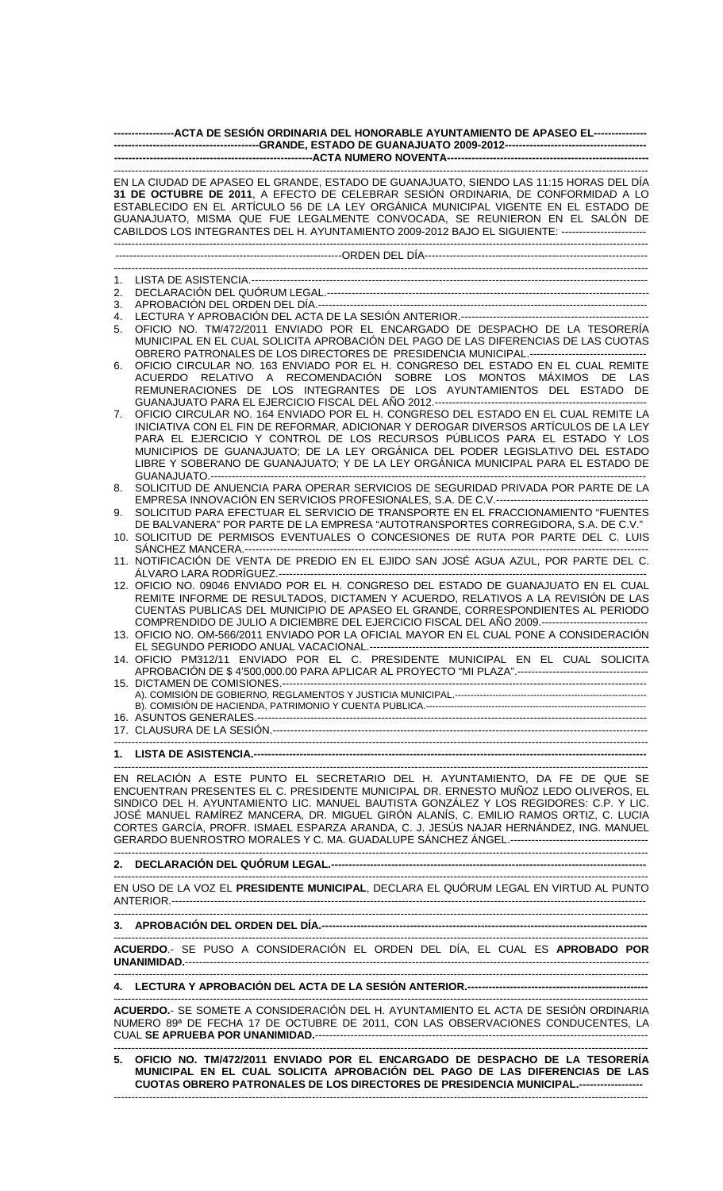**ACTA DE SESIÓN ORDINARIA DEL HONORABLE AYUNTAMIENTO DE APASEO EL GRANDE, ESTADO DE GUANAJUATO 2009-2012**

**ACTA NUMERO NOVENTA**

EN LA CIUDAD DE APASEO EL GRANDE, ESTADO DE GUANAJUATO, SIENDO LAS 11:15 HORAS DEL DÍA **31 DE OCTUBRE DE 2011**, A EFECTO DE CELEBRAR SESIÓN ORDINARIA, DE CONFORMIDAD A LO ESTABLECIDO EN EL ARTÍCULO 56 DE LA LEY ORGÁNICA MUNICIPAL VIGENTE EN EL ESTADO DE GUANAJUATO, MISMA QUE FUE LEGALMENTE CONVOCADA, SE REUNIERON EN EL SALÓN DE CABILDOS LOS INTEGRANTES DEL H. AYUNTAMIENTO 2009-2012 BAJO EL SIGUIENTE:

ORDEN DEL DÍA

1. LISTA DE ASISTENCIA.
2. DECLARACIÓN DEL QUÓRUM LEGAL.
3. APROBACIÓN DEL ORDEN DEL DÍA.
4. LECTURA Y APROBACIÓN DEL ACTA DE LA SESIÓN ANTERIOR.
5. OFICIO NO. TM/472/2011 ENVIADO POR EL ENCARGADO DE DESPACHO DE LA TESORERÍA MUNICIPAL EN EL CUAL SOLICITA APROBACIÓN DEL PAGO DE LAS DIFERENCIAS DE LAS CUOTAS OBRERO PATRONALES DE LOS DIRECTORES DE PRESIDENCIA MUNICIPAL.
6. OFICIO CIRCULAR NO. 163 ENVIADO POR EL H. CONGRESO DEL ESTADO EN EL CUAL REMITE ACUERDO RELATIVO A RECOMENDACIÓN SOBRE LOS MONTOS MÁXIMOS DE LAS REMUNERACIONES DE LOS INTEGRANTES DE LOS AYUNTAMIENTOS DEL ESTADO DE GUANAJUATO PARA EL EJERCICIO FISCAL DEL AÑO 2012.
7. OFICIO CIRCULAR NO. 164 ENVIADO POR EL H. CONGRESO DEL ESTADO EN EL CUAL REMITE LA INICIATIVA CON EL FIN DE REFORMAR, ADICIONAR Y DEROGAR DIVERSOS ARTÍCULOS DE LA LEY PARA EL EJERCICIO Y CONTROL DE LOS RECURSOS PÚBLICOS PARA EL ESTADO Y LOS MUNICIPIOS DE GUANAJUATO; DE LA LEY ORGÁNICA DEL PODER LEGISLATIVO DEL ESTADO LIBRE Y SOBERANO DE GUANAJUATO; Y DE LA LEY ORGÁNICA MUNICIPAL PARA EL ESTADO DE GUANAJUATO.
8. SOLICITUD DE ANUENCIA PARA OPERAR SERVICIOS DE SEGURIDAD PRIVADA POR PARTE DE LA EMPRESA INNOVACIÓN EN SERVICIOS PROFESIONALES, S.A. DE C.V.
9. SOLICITUD PARA EFECTUAR EL SERVICIO DE TRANSPORTE EN EL FRACCIONAMIENTO "FUENTES DE BALVANERA" POR PARTE DE LA EMPRESA "AUTOTRANSPORTES CORREGIDORA, S.A. DE C.V."
10. SOLICITUD DE PERMISOS EVENTUALES O CONCESIONES DE RUTA POR PARTE DEL C. LUIS SÁNCHEZ MANCERA.
11. NOTIFICACIÓN DE VENTA DE PREDIO EN EL EJIDO SAN JOSÉ AGUA AZUL, POR PARTE DEL C. ÁLVARO LARA RODRÍGUEZ.
12. OFICIO NO. 09046 ENVIADO POR EL H. CONGRESO DEL ESTADO DE GUANAJUATO EN EL CUAL REMITE INFORME DE RESULTADOS, DICTAMEN Y ACUERDO, RELATIVOS A LA REVISIÓN DE LAS CUENTAS PUBLICAS DEL MUNICIPIO DE APASEO EL GRANDE, CORRESPONDIENTES AL PERIODO COMPRENDIDO DE JULIO A DICIEMBRE DEL EJERCICIO FISCAL DEL AÑO 2009.
13. OFICIO NO. OM-566/2011 ENVIADO POR LA OFICIAL MAYOR EN EL CUAL PONE A CONSIDERACIÓN EL SEGUNDO PERIODO ANUAL VACACIONAL.
14. OFICIO PM312/11 ENVIADO POR EL C. PRESIDENTE MUNICIPAL EN EL CUAL SOLICITA APROBACIÓN DE $ 4'500,000.00 PARA APLICAR AL PROYECTO "MI PLAZA".
15. DICTAMEN DE COMISIONES.
    A). COMISIÓN DE GOBIERNO, REGLAMENTOS Y JUSTICIA MUNICIPAL.
    B). COMISIÓN DE HACIENDA, PATRIMONIO Y CUENTA PUBLICA.
16. ASUNTOS GENERALES.
17. CLAUSURA DE LA SESIÓN.

**1. LISTA DE ASISTENCIA.**

EN RELACIÓN A ESTE PUNTO EL SECRETARIO DEL H. AYUNTAMIENTO, DA FE DE QUE SE ENCUENTRAN PRESENTES EL C. PRESIDENTE MUNICIPAL DR. ERNESTO MUÑOZ LEDO OLIVEROS, EL SINDICO DEL H. AYUNTAMIENTO LIC. MANUEL BAUTISTA GONZÁLEZ Y LOS REGIDORES: C.P. Y LIC. JOSÉ MANUEL RAMÍREZ MANCERA, DR. MIGUEL GIRÓN ALANÍS, C. EMILIO RAMOS ORTIZ, C. LUCIA CORTES GARCÍA, PROFR. ISMAEL ESPARZA ARANDA, C. J. JESÚS NAJAR HERNÁNDEZ, ING. MANUEL GERARDO BUENROSTRO MORALES Y C. MA. GUADALUPE SÁNCHEZ ÁNGEL.

**2. DECLARACIÓN DEL QUÓRUM LEGAL.**

EN USO DE LA VOZ EL **PRESIDENTE MUNICIPAL**, DECLARA EL QUÓRUM LEGAL EN VIRTUD AL PUNTO ANTERIOR.

**3. APROBACIÓN DEL ORDEN DEL DÍA.**

**ACUERDO**.- SE PUSO A CONSIDERACIÓN EL ORDEN DEL DÍA, EL CUAL ES **APROBADO POR UNANIMIDAD.**

**4. LECTURA Y APROBACIÓN DEL ACTA DE LA SESIÓN ANTERIOR.**

**ACUERDO.**- SE SOMETE A CONSIDERACIÓN DEL H. AYUNTAMIENTO EL ACTA DE SESIÓN ORDINARIA NUMERO 89ª DE FECHA 17 DE OCTUBRE DE 2011, CON LAS OBSERVACIONES CONDUCENTES, LA CUAL **SE APRUEBA POR UNANIMIDAD.**

**5. OFICIO NO. TM/472/2011 ENVIADO POR EL ENCARGADO DE DESPACHO DE LA TESORERÍA MUNICIPAL EN EL CUAL SOLICITA APROBACIÓN DEL PAGO DE LAS DIFERENCIAS DE LAS CUOTAS OBRERO PATRONALES DE LOS DIRECTORES DE PRESIDENCIA MUNICIPAL.**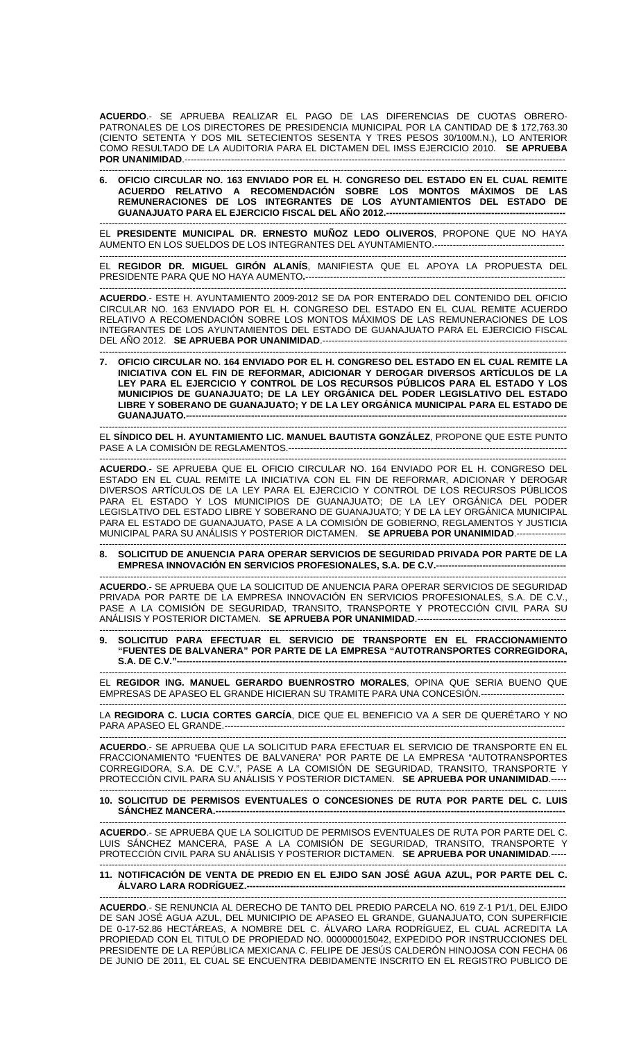**ACUERDO**.- SE APRUEBA REALIZAR EL PAGO DE LAS DIFERENCIAS DE CUOTAS OBRERO-PATRONALES DE LOS DIRECTORES DE PRESIDENCIA MUNICIPAL POR LA CANTIDAD DE $ 172,763.30 (CIENTO SETENTA Y DOS MIL SETECIENTOS SESENTA Y TRES PESOS 30/100M.N.), LO ANTERIOR COMO RESULTADO DE LA AUDITORIA PARA EL DICTAMEN DEL IMSS EJERCICIO 2010. **SE APRUEBA POR UNANIMIDAD**.-----------------------------------------------------------------------------------------------------------

---

**6. OFICIO CIRCULAR NO. 163 ENVIADO POR EL H. CONGRESO DEL ESTADO EN EL CUAL REMITE ACUERDO RELATIVO A RECOMENDACIÓN SOBRE LOS MONTOS MÁXIMOS DE LAS REMUNERACIONES DE LOS INTEGRANTES DE LOS AYUNTAMIENTOS DEL ESTADO DE GUANAJUATO PARA EL EJERCICIO FISCAL DEL AÑO 2012.**-----------------------------------------------------------

---

EL **PRESIDENTE MUNICIPAL DR. ERNESTO MUÑOZ LEDO OLIVEROS**, PROPONE QUE NO HAYA AUMENTO EN LOS SUELDOS DE LOS INTEGRANTES DEL AYUNTAMIENTO.------------------------------------------

---

EL **REGIDOR DR. MIGUEL GIRÓN ALANÍS**, MANIFIESTA QUE EL APOYA LA PROPUESTA DEL PRESIDENTE PARA QUE NO HAYA AUMENTO.-----------------------------------------------------------------------------------

---

**ACUERDO**.- ESTE H. AYUNTAMIENTO 2009-2012 SE DA POR ENTERADO DEL CONTENIDO DEL OFICIO CIRCULAR NO. 163 ENVIADO POR EL H. CONGRESO DEL ESTADO EN EL CUAL REMITE ACUERDO RELATIVO A RECOMENDACIÓN SOBRE LOS MONTOS MÁXIMOS DE LAS REMUNERACIONES DE LOS INTEGRANTES DE LOS AYUNTAMIENTOS DEL ESTADO DE GUANAJUATO PARA EL EJERCICIO FISCAL DEL AÑO 2012. **SE APRUEBA POR UNANIMIDAD**.------------------------------------------------------------------------------

---

**7. OFICIO CIRCULAR NO. 164 ENVIADO POR EL H. CONGRESO DEL ESTADO EN EL CUAL REMITE LA INICIATIVA CON EL FIN DE REFORMAR, ADICIONAR Y DEROGAR DIVERSOS ARTÍCULOS DE LA LEY PARA EL EJERCICIO Y CONTROL DE LOS RECURSOS PÚBLICOS PARA EL ESTADO Y LOS MUNICIPIOS DE GUANAJUATO; DE LA LEY ORGÁNICA DEL PODER LEGISLATIVO DEL ESTADO LIBRE Y SOBERANO DE GUANAJUATO; Y DE LA LEY ORGÁNICA MUNICIPAL PARA EL ESTADO DE GUANAJUATO.**-------------------------------------------------------------------------------------------------------------------

---

EL **SÍNDICO DEL H. AYUNTAMIENTO LIC. MANUEL BAUTISTA GONZÁLEZ**, PROPONE QUE ESTE PUNTO PASE A LA COMISIÓN DE REGLAMENTOS.---------------------------------------------------------------------------------------

---

**ACUERDO**.- SE APRUEBA QUE EL OFICIO CIRCULAR NO. 164 ENVIADO POR EL H. CONGRESO DEL ESTADO EN EL CUAL REMITE LA INICIATIVA CON EL FIN DE REFORMAR, ADICIONAR Y DEROGAR DIVERSOS ARTÍCULOS DE LA LEY PARA EL EJERCICIO Y CONTROL DE LOS RECURSOS PÚBLICOS PARA EL ESTADO Y LOS MUNICIPIOS DE GUANAJUATO; DE LA LEY ORGÁNICA DEL PODER LEGISLATIVO DEL ESTADO LIBRE Y SOBERANO DE GUANAJUATO; Y DE LA LEY ORGÁNICA MUNICIPAL PARA EL ESTADO DE GUANAJUATO, PASE A LA COMISIÓN DE GOBIERNO, REGLAMENTOS Y JUSTICIA MUNICIPAL PARA SU ANÁLISIS Y POSTERIOR DICTAMEN. **SE APRUEBA POR UNANIMIDAD**.----------------

---

**8. SOLICITUD DE ANUENCIA PARA OPERAR SERVICIOS DE SEGURIDAD PRIVADA POR PARTE DE LA EMPRESA INNOVACIÓN EN SERVICIOS PROFESIONALES, S.A. DE C.V.**------------------------------------------

---

**ACUERDO**.- SE APRUEBA QUE LA SOLICITUD DE ANUENCIA PARA OPERAR SERVICIOS DE SEGURIDAD PRIVADA POR PARTE DE LA EMPRESA INNOVACIÓN EN SERVICIOS PROFESIONALES, S.A. DE C.V., PASE A LA COMISIÓN DE SEGURIDAD, TRANSITO, TRANSPORTE Y PROTECCIÓN CIVIL PARA SU ANÁLISIS Y POSTERIOR DICTAMEN. **SE APRUEBA POR UNANIMIDAD**.------------------------------------------------

---

**9. SOLICITUD PARA EFECTUAR EL SERVICIO DE TRANSPORTE EN EL FRACCIONAMIENTO "FUENTES DE BALVANERA" POR PARTE DE LA EMPRESA "AUTOTRANSPORTES CORREGIDORA, S.A. DE C.V."**---------------------------------------------------------------------------------------------------------------------

---

EL **REGIDOR ING. MANUEL GERARDO BUENROSTRO MORALES**, OPINA QUE SERIA BUENO QUE EMPRESAS DE APASEO EL GRANDE HICIERAN SU TRAMITE PARA UNA CONCESIÓN.---------------------------

---

LA **REGIDORA C. LUCIA CORTES GARCÍA**, DICE QUE EL BENEFICIO VA A SER DE QUERÉTARO Y NO PARA APASEO EL GRANDE.-----------------------------------------------------------------------------------------------------------

---

**ACUERDO**.- SE APRUEBA QUE LA SOLICITUD PARA EFECTUAR EL SERVICIO DE TRANSPORTE EN EL FRACCIONAMIENTO "FUENTES DE BALVANERA" POR PARTE DE LA EMPRESA "AUTOTRANSPORTES CORREGIDORA, S.A. DE C.V.", PASE A LA COMISIÓN DE SEGURIDAD, TRANSITO, TRANSPORTE Y PROTECCIÓN CIVIL PARA SU ANÁLISIS Y POSTERIOR DICTAMEN. **SE APRUEBA POR UNANIMIDAD**.-----

---

**10. SOLICITUD DE PERMISOS EVENTUALES O CONCESIONES DE RUTA POR PARTE DEL C. LUIS SÁNCHEZ MANCERA.**------------------------------------------------------------------------------------------------------------

---

**ACUERDO**.- SE APRUEBA QUE LA SOLICITUD DE PERMISOS EVENTUALES DE RUTA POR PARTE DEL C. LUIS SÁNCHEZ MANCERA, PASE A LA COMISIÓN DE SEGURIDAD, TRANSITO, TRANSPORTE Y PROTECCIÓN CIVIL PARA SU ANÁLISIS Y POSTERIOR DICTAMEN. **SE APRUEBA POR UNANIMIDAD**.-----

---

**11. NOTIFICACIÓN DE VENTA DE PREDIO EN EL EJIDO SAN JOSÉ AGUA AZUL, POR PARTE DEL C. ÁLVARO LARA RODRÍGUEZ.**---------------------------------------------------------------------------------------------------

---

**ACUERDO**.- SE RENUNCIA AL DERECHO DE TANTO DEL PREDIO PARCELA NO. 619 Z-1 P1/1, DEL EJIDO DE SAN JOSÉ AGUA AZUL, DEL MUNICIPIO DE APASEO EL GRANDE, GUANAJUATO, CON SUPERFICIE DE 0-17-52.86 HECTÁREAS, A NOMBRE DEL C. ÁLVARO LARA RODRÍGUEZ, EL CUAL ACREDITA LA PROPIEDAD CON EL TITULO DE PROPIEDAD NO. 000000015042, EXPEDIDO POR INSTRUCCIONES DEL PRESIDENTE DE LA REPÚBLICA MEXICANA C. FELIPE DE JESÚS CALDERÓN HINOJOSA CON FECHA 06 DE JUNIO DE 2011, EL CUAL SE ENCUENTRA DEBIDAMENTE INSCRITO EN EL REGISTRO PUBLICO DE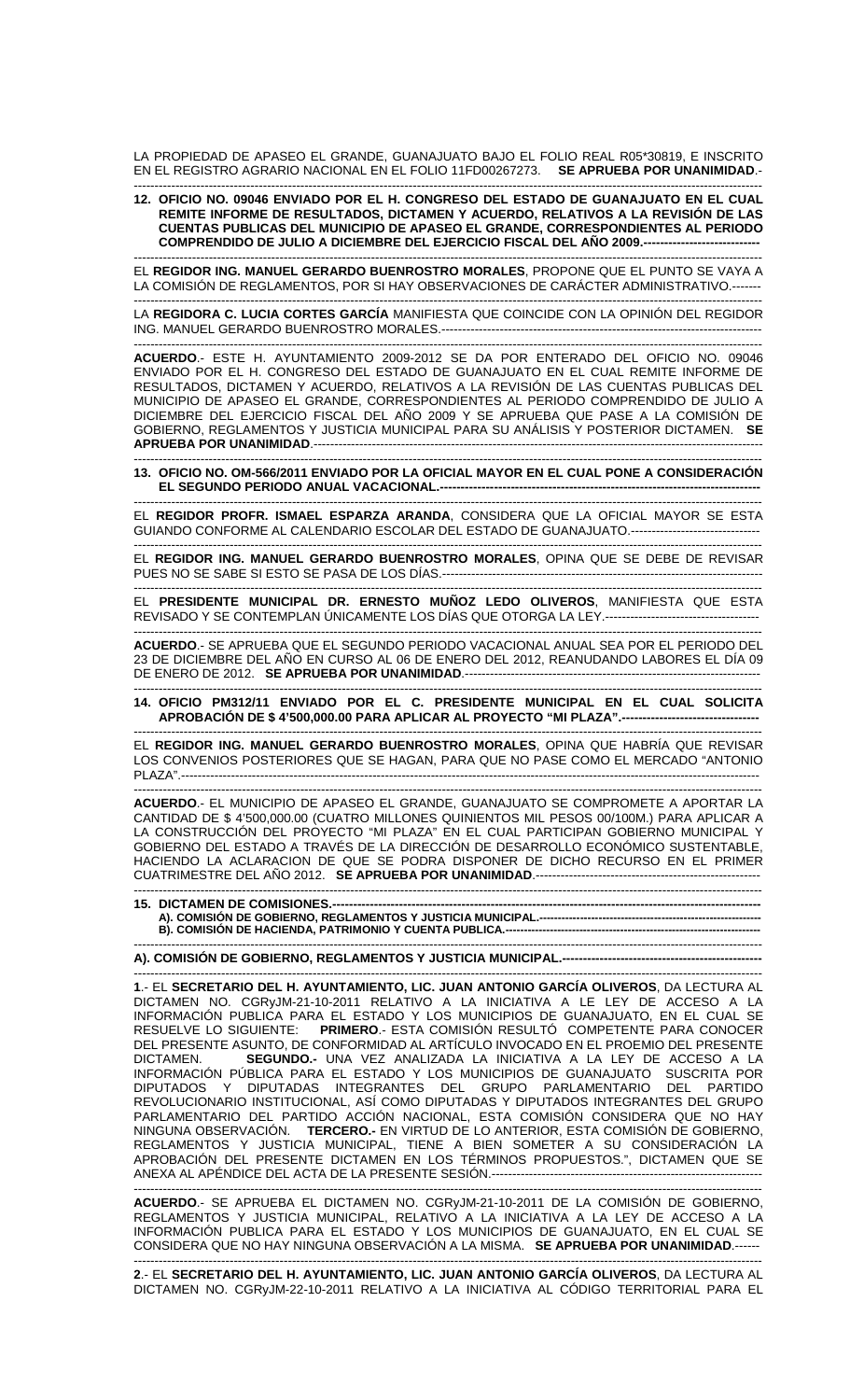LA PROPIEDAD DE APASEO EL GRANDE, GUANAJUATO BAJO EL FOLIO REAL R05*30819, E INSCRITO EN EL REGISTRO AGRARIO NACIONAL EN EL FOLIO 11FD00267273. **SE APRUEBA POR UNANIMIDAD**.-

**12. OFICIO NO. 09046 ENVIADO POR EL H. CONGRESO DEL ESTADO DE GUANAJUATO EN EL CUAL REMITE INFORME DE RESULTADOS, DICTAMEN Y ACUERDO, RELATIVOS A LA REVISIÓN DE LAS CUENTAS PUBLICAS DEL MUNICIPIO DE APASEO EL GRANDE, CORRESPONDIENTES AL PERIODO COMPRENDIDO DE JULIO A DICIEMBRE DEL EJERCICIO FISCAL DEL AÑO 2009.----------------------------**

EL **REGIDOR ING. MANUEL GERARDO BUENROSTRO MORALES**, PROPONE QUE EL PUNTO SE VAYA A LA COMISIÓN DE REGLAMENTOS, POR SI HAY OBSERVACIONES DE CARÁCTER ADMINISTRATIVO.-------

LA **REGIDORA C. LUCIA CORTES GARCÍA** MANIFIESTA QUE COINCIDE CON LA OPINIÓN DEL REGIDOR ING. MANUEL GERARDO BUENROSTRO MORALES.-------------------------------------------------------------------

**ACUERDO**.- ESTE H. AYUNTAMIENTO 2009-2012 SE DA POR ENTERADO DEL OFICIO NO. 09046 ENVIADO POR EL H. CONGRESO DEL ESTADO DE GUANAJUATO EN EL CUAL REMITE INFORME DE RESULTADOS, DICTAMEN Y ACUERDO, RELATIVOS A LA REVISIÓN DE LAS CUENTAS PUBLICAS DEL MUNICIPIO DE APASEO EL GRANDE, CORRESPONDIENTES AL PERIODO COMPRENDIDO DE JULIO A DICIEMBRE DEL EJERCICIO FISCAL DEL AÑO 2009 Y SE APRUEBA QUE PASE A LA COMISIÓN DE GOBIERNO, REGLAMENTOS Y JUSTICIA MUNICIPAL PARA SU ANÁLISIS Y POSTERIOR DICTAMEN. **SE APRUEBA POR UNANIMIDAD**.------------------------------------------------------------------------------------------------

**13. OFICIO NO. OM-566/2011 ENVIADO POR LA OFICIAL MAYOR EN EL CUAL PONE A CONSIDERACIÓN EL SEGUNDO PERIODO ANUAL VACACIONAL.-------------------------------------------------------------------------**

EL **REGIDOR PROFR. ISMAEL ESPARZA ARANDA**, CONSIDERA QUE LA OFICIAL MAYOR SE ESTA GUIANDO CONFORME AL CALENDARIO ESCOLAR DEL ESTADO DE GUANAJUATO.--------------------------------

EL **REGIDOR ING. MANUEL GERARDO BUENROSTRO MORALES**, OPINA QUE SE DEBE DE REVISAR PUES NO SE SABE SI ESTO SE PASA DE LOS DÍAS.-----------------------------------------------------------------------

EL **PRESIDENTE MUNICIPAL DR. ERNESTO MUÑOZ LEDO OLIVEROS**, MANIFIESTA QUE ESTA REVISADO Y SE CONTEMPLAN ÚNICAMENTE LOS DÍAS QUE OTORGA LA LEY.------------------------------------

**ACUERDO**.- SE APRUEBA QUE EL SEGUNDO PERIODO VACACIONAL ANUAL SEA POR EL PERIODO DEL 23 DE DICIEMBRE DEL AÑO EN CURSO AL 06 DE ENERO DEL 2012, REANUDANDO LABORES EL DÍA 09 DE ENERO DE 2012. **SE APRUEBA POR UNANIMIDAD**.------------------------------------------------------------------

**14. OFICIO PM312/11 ENVIADO POR EL C. PRESIDENTE MUNICIPAL EN EL CUAL SOLICITA APROBACIÓN DE $ 4'500,000.00 PARA APLICAR AL PROYECTO "MI PLAZA".----------------------------------**

EL **REGIDOR ING. MANUEL GERARDO BUENROSTRO MORALES**, OPINA QUE HABRÍA QUE REVISAR LOS CONVENIOS POSTERIORES QUE SE HAGAN, PARA QUE NO PASE COMO EL MERCADO "ANTONIO PLAZA".---------------------------------------------------------------------------------------------------------------------------

**ACUERDO**.- EL MUNICIPIO DE APASEO EL GRANDE, GUANAJUATO SE COMPROMETE A APORTAR LA CANTIDAD DE $ 4'500,000.00 (CUATRO MILLONES QUINIENTOS MIL PESOS 00/100M.) PARA APLICAR A LA CONSTRUCCIÓN DEL PROYECTO "MI PLAZA" EN EL CUAL PARTICIPAN GOBIERNO MUNICIPAL Y GOBIERNO DEL ESTADO A TRAVÉS DE LA DIRECCIÓN DE DESARROLLO ECONÓMICO SUSTENTABLE, HACIENDO LA ACLARACION DE QUE SE PODRA DISPONER DE DICHO RECURSO EN EL PRIMER CUATRIMESTRE DEL AÑO 2012. **SE APRUEBA POR UNANIMIDAD**.-----------------------------------------------------

**15. DICTAMEN DE COMISIONES.-----------------------------------------------------------------------------------------------**
**A). COMISIÓN DE GOBIERNO, REGLAMENTOS Y JUSTICIA MUNICIPAL.--------------------------------------------------**
**B). COMISIÓN DE HACIENDA, PATRIMONIO Y CUENTA PUBLICA.----------------------------------------------------------**

**A). COMISIÓN DE GOBIERNO, REGLAMENTOS Y JUSTICIA MUNICIPAL.--------------------------------------------------**

**1**.- EL **SECRETARIO DEL H. AYUNTAMIENTO, LIC. JUAN ANTONIO GARCÍA OLIVEROS**, DA LECTURA AL DICTAMEN NO. CGRyJM-21-10-2011 RELATIVO A LA INICIATIVA A LE LEY DE ACCESO A LA INFORMACIÓN PUBLICA PARA EL ESTADO Y LOS MUNICIPIOS DE GUANAJUATO, EN EL CUAL SE RESUELVE LO SIGUIENTE: **PRIMERO**.- ESTA COMISIÓN RESULTÓ COMPETENTE PARA CONOCER DEL PRESENTE ASUNTO, DE CONFORMIDAD AL ARTÍCULO INVOCADO EN EL PROEMIO DEL PRESENTE DICTAMEN. **SEGUNDO.-** UNA VEZ ANALIZADA LA INICIATIVA A LA LEY DE ACCESO A LA INFORMACIÓN PÚBLICA PARA EL ESTADO Y LOS MUNICIPIOS DE GUANAJUATO SUSCRITA POR DIPUTADOS Y DIPUTADAS INTEGRANTES DEL GRUPO PARLAMENTARIO DEL PARTIDO REVOLUCIONARIO INSTITUCIONAL, ASÍ COMO DIPUTADAS Y DIPUTADOS INTEGRANTES DEL GRUPO PARLAMENTARIO DEL PARTIDO ACCIÓN NACIONAL, ESTA COMISIÓN CONSIDERA QUE NO HAY NINGUNA OBSERVACIÓN. **TERCERO.-** EN VIRTUD DE LO ANTERIOR, ESTA COMISIÓN DE GOBIERNO, REGLAMENTOS Y JUSTICIA MUNICIPAL, TIENE A BIEN SOMETER A SU CONSIDERACIÓN LA APROBACIÓN DEL PRESENTE DICTAMEN EN LOS TÉRMINOS PROPUESTOS.", DICTAMEN QUE SE ANEXA AL APÉNDICE DEL ACTA DE LA PRESENTE SESIÓN.----------------------------------------------------------------

**ACUERDO**.- SE APRUEBA EL DICTAMEN NO. CGRyJM-21-10-2011 DE LA COMISIÓN DE GOBIERNO, REGLAMENTOS Y JUSTICIA MUNICIPAL, RELATIVO A LA INICIATIVA A LA LEY DE ACCESO A LA INFORMACIÓN PUBLICA PARA EL ESTADO Y LOS MUNICIPIOS DE GUANAJUATO, EN EL CUAL SE CONSIDERA QUE NO HAY NINGUNA OBSERVACIÓN A LA MISMA. **SE APRUEBA POR UNANIMIDAD**.------

**2**.- EL **SECRETARIO DEL H. AYUNTAMIENTO, LIC. JUAN ANTONIO GARCÍA OLIVEROS**, DA LECTURA AL DICTAMEN NO. CGRyJM-22-10-2011 RELATIVO A LA INICIATIVA AL CÓDIGO TERRITORIAL PARA EL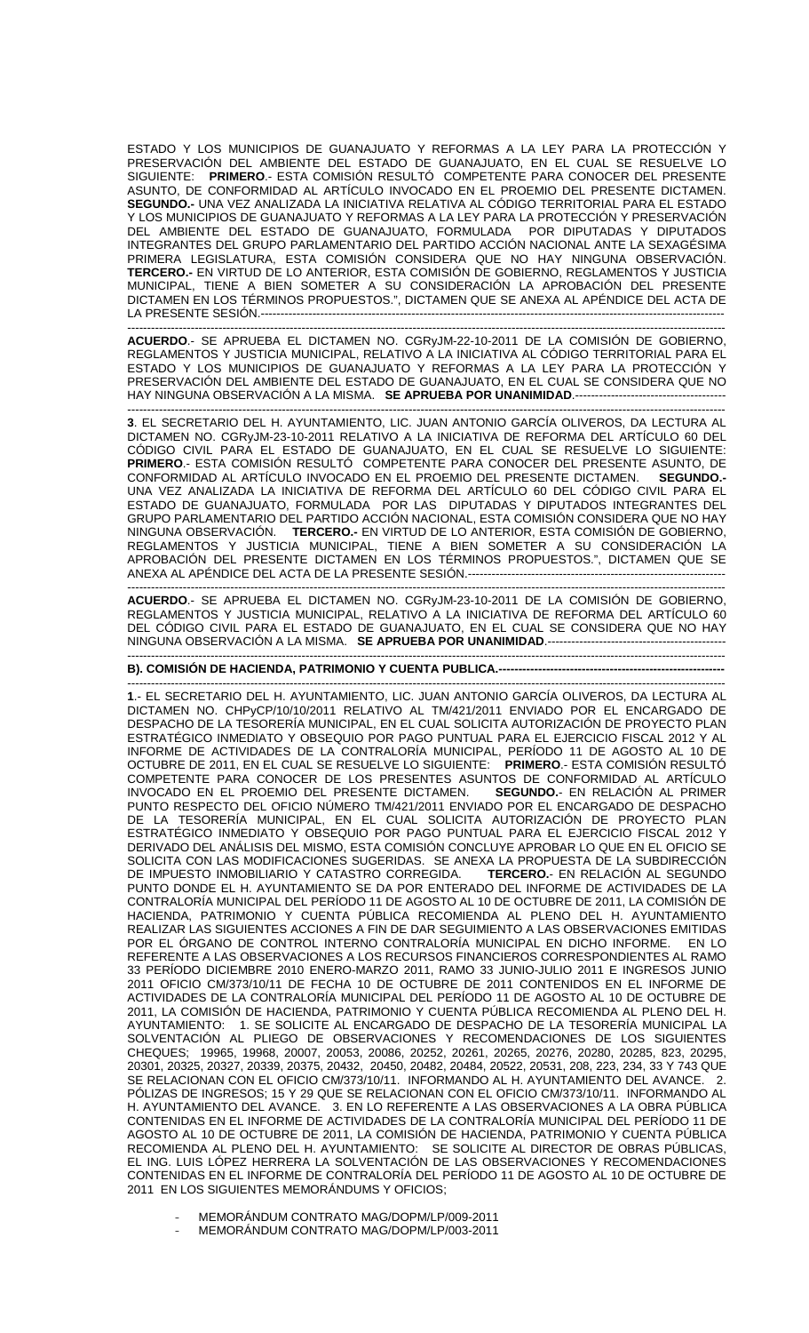ESTADO Y LOS MUNICIPIOS DE GUANAJUATO Y REFORMAS A LA LEY PARA LA PROTECCIÓN Y PRESERVACIÓN DEL AMBIENTE DEL ESTADO DE GUANAJUATO, EN EL CUAL SE RESUELVE LO SIGUIENTE: **PRIMERO**.- ESTA COMISIÓN RESULTÓ COMPETENTE PARA CONOCER DEL PRESENTE ASUNTO, DE CONFORMIDAD AL ARTÍCULO INVOCADO EN EL PROEMIO DEL PRESENTE DICTAMEN. **SEGUNDO.-** UNA VEZ ANALIZADA LA INICIATIVA RELATIVA AL CÓDIGO TERRITORIAL PARA EL ESTADO Y LOS MUNICIPIOS DE GUANAJUATO Y REFORMAS A LA LEY PARA LA PROTECCIÓN Y PRESERVACIÓN DEL AMBIENTE DEL ESTADO DE GUANAJUATO, FORMULADA POR DIPUTADAS Y DIPUTADOS INTEGRANTES DEL GRUPO PARLAMENTARIO DEL PARTIDO ACCIÓN NACIONAL ANTE LA SEXAGÉSIMA PRIMERA LEGISLATURA, ESTA COMISIÓN CONSIDERA QUE NO HAY NINGUNA OBSERVACIÓN. **TERCERO.-** EN VIRTUD DE LO ANTERIOR, ESTA COMISIÓN DE GOBIERNO, REGLAMENTOS Y JUSTICIA MUNICIPAL, TIENE A BIEN SOMETER A SU CONSIDERACIÓN LA APROBACIÓN DEL PRESENTE DICTAMEN EN LOS TÉRMINOS PROPUESTOS.", DICTAMEN QUE SE ANEXA AL APÉNDICE DEL ACTA DE LA PRESENTE SESIÓN.------------------------------------------------------------------------------------------------------------

------------------------------------------------------------------------------------------------------------------------------------------

**ACUERDO**.- SE APRUEBA EL DICTAMEN NO. CGRyJM-22-10-2011 DE LA COMISIÓN DE GOBIERNO, REGLAMENTOS Y JUSTICIA MUNICIPAL, RELATIVO A LA INICIATIVA AL CÓDIGO TERRITORIAL PARA EL ESTADO Y LOS MUNICIPIOS DE GUANAJUATO Y REFORMAS A LA LEY PARA LA PROTECCIÓN Y PRESERVACIÓN DEL AMBIENTE DEL ESTADO DE GUANAJUATO, EN EL CUAL SE CONSIDERA QUE NO HAY NINGUNA OBSERVACIÓN A LA MISMA. **SE APRUEBA POR UNANIMIDAD**.-----------------------------------

------------------------------------------------------------------------------------------------------------------------------------------

**3**. EL SECRETARIO DEL H. AYUNTAMIENTO, LIC. JUAN ANTONIO GARCÍA OLIVEROS, DA LECTURA AL DICTAMEN NO. CGRyJM-23-10-2011 RELATIVO A LA INICIATIVA DE REFORMA DEL ARTÍCULO 60 DEL CÓDIGO CIVIL PARA EL ESTADO DE GUANAJUATO, EN EL CUAL SE RESUELVE LO SIGUIENTE: **PRIMERO**.- ESTA COMISIÓN RESULTÓ COMPETENTE PARA CONOCER DEL PRESENTE ASUNTO, DE CONFORMIDAD AL ARTÍCULO INVOCADO EN EL PROEMIO DEL PRESENTE DICTAMEN. **SEGUNDO.-** UNA VEZ ANALIZADA LA INICIATIVA DE REFORMA DEL ARTÍCULO 60 DEL CÓDIGO CIVIL PARA EL ESTADO DE GUANAJUATO, FORMULADA POR LAS DIPUTADAS Y DIPUTADOS INTEGRANTES DEL GRUPO PARLAMENTARIO DEL PARTIDO ACCIÓN NACIONAL, ESTA COMISIÓN CONSIDERA QUE NO HAY NINGUNA OBSERVACIÓN. **TERCERO.-** EN VIRTUD DE LO ANTERIOR, ESTA COMISIÓN DE GOBIERNO, REGLAMENTOS Y JUSTICIA MUNICIPAL, TIENE A BIEN SOMETER A SU CONSIDERACIÓN LA APROBACIÓN DEL PRESENTE DICTAMEN EN LOS TÉRMINOS PROPUESTOS.", DICTAMEN QUE SE ANEXA AL APÉNDICE DEL ACTA DE LA PRESENTE SESIÓN.-----------------------------------------------------------------

------------------------------------------------------------------------------------------------------------------------------------------

**ACUERDO**.- SE APRUEBA EL DICTAMEN NO. CGRyJM-23-10-2011 DE LA COMISIÓN DE GOBIERNO, REGLAMENTOS Y JUSTICIA MUNICIPAL, RELATIVO A LA INICIATIVA DE REFORMA DEL ARTÍCULO 60 DEL CÓDIGO CIVIL PARA EL ESTADO DE GUANAJUATO, EN EL CUAL SE CONSIDERA QUE NO HAY NINGUNA OBSERVACIÓN A LA MISMA. **SE APRUEBA POR UNANIMIDAD**.------------------------------------------

------------------------------------------------------------------------------------------------------------------------------------------

**B). COMISIÓN DE HACIENDA, PATRIMONIO Y CUENTA PUBLICA.----------------------------------------------------------**

------------------------------------------------------------------------------------------------------------------------------------------

**1**.- EL SECRETARIO DEL H. AYUNTAMIENTO, LIC. JUAN ANTONIO GARCÍA OLIVEROS, DA LECTURA AL DICTAMEN NO. CHPyCP/10/10/2011 RELATIVO AL TM/421/2011 ENVIADO POR EL ENCARGADO DE DESPACHO DE LA TESORERÍA MUNICIPAL, EN EL CUAL SOLICITA AUTORIZACIÓN DE PROYECTO PLAN ESTRATÉGICO INMEDIATO Y OBSEQUIO POR PAGO PUNTUAL PARA EL EJERCICIO FISCAL 2012 Y AL INFORME DE ACTIVIDADES DE LA CONTRALORÍA MUNICIPAL, PERÍODO 11 DE AGOSTO AL 10 DE OCTUBRE DE 2011, EN EL CUAL SE RESUELVE LO SIGUIENTE: **PRIMERO**.- ESTA COMISIÓN RESULTÓ COMPETENTE PARA CONOCER DE LOS PRESENTES ASUNTOS DE CONFORMIDAD AL ARTÍCULO INVOCADO EN EL PROEMIO DEL PRESENTE DICTAMEN. **SEGUNDO.**- EN RELACIÓN AL PRIMER PUNTO RESPECTO DEL OFICIO NÚMERO TM/421/2011 ENVIADO POR EL ENCARGADO DE DESPACHO DE LA TESORERÍA MUNICIPAL, EN EL CUAL SOLICITA AUTORIZACIÓN DE PROYECTO PLAN ESTRATÉGICO INMEDIATO Y OBSEQUIO POR PAGO PUNTUAL PARA EL EJERCICIO FISCAL 2012 Y DERIVADO DEL ANÁLISIS DEL MISMO, ESTA COMISIÓN CONCLUYE APROBAR LO QUE EN EL OFICIO SE SOLICITA CON LAS MODIFICACIONES SUGERIDAS. SE ANEXA LA PROPUESTA DE LA SUBDIRECCIÓN DE IMPUESTO INMOBILIARIO Y CATASTRO CORREGIDA. **TERCERO.**- EN RELACIÓN AL SEGUNDO PUNTO DONDE EL H. AYUNTAMIENTO SE DA POR ENTERADO DEL INFORME DE ACTIVIDADES DE LA CONTRALORÍA MUNICIPAL DEL PERÍODO 11 DE AGOSTO AL 10 DE OCTUBRE DE 2011, LA COMISIÓN DE HACIENDA, PATRIMONIO Y CUENTA PÚBLICA RECOMIENDA AL PLENO DEL H. AYUNTAMIENTO REALIZAR LAS SIGUIENTES ACCIONES A FIN DE DAR SEGUIMIENTO A LAS OBSERVACIONES EMITIDAS POR EL ÓRGANO DE CONTROL INTERNO CONTRALORÍA MUNICIPAL EN DICHO INFORME. EN LO REFERENTE A LAS OBSERVACIONES A LOS RECURSOS FINANCIEROS CORRESPONDIENTES AL RAMO 33 PERÍODO DICIEMBRE 2010 ENERO-MARZO 2011, RAMO 33 JUNIO-JULIO 2011 E INGRESOS JUNIO 2011 OFICIO CM/373/10/11 DE FECHA 10 DE OCTUBRE DE 2011 CONTENIDOS EN EL INFORME DE ACTIVIDADES DE LA CONTRALORÍA MUNICIPAL DEL PERÍODO 11 DE AGOSTO AL 10 DE OCTUBRE DE 2011, LA COMISIÓN DE HACIENDA, PATRIMONIO Y CUENTA PÚBLICA RECOMIENDA AL PLENO DEL H. AYUNTAMIENTO: 1. SE SOLICITE AL ENCARGADO DE DESPACHO DE LA TESORERÍA MUNICIPAL LA SOLVENTACIÓN AL PLIEGO DE OBSERVACIONES Y RECOMENDACIONES DE LOS SIGUIENTES CHEQUES; 19965, 19968, 20007, 20053, 20086, 20252, 20261, 20265, 20276, 20280, 20285, 823, 20295, 20301, 20325, 20327, 20339, 20375, 20432, 20450, 20482, 20484, 20522, 20531, 208, 223, 234, 33 Y 743 QUE SE RELACIONAN CON EL OFICIO CM/373/10/11. INFORMANDO AL H. AYUNTAMIENTO DEL AVANCE. 2. PÓLIZAS DE INGRESOS; 15 Y 29 QUE SE RELACIONAN CON EL OFICIO CM/373/10/11. INFORMANDO AL H. AYUNTAMIENTO DEL AVANCE. 3. EN LO REFERENTE A LAS OBSERVACIONES A LA OBRA PÚBLICA CONTENIDAS EN EL INFORME DE ACTIVIDADES DE LA CONTRALORÍA MUNICIPAL DEL PERÍODO 11 DE AGOSTO AL 10 DE OCTUBRE DE 2011, LA COMISIÓN DE HACIENDA, PATRIMONIO Y CUENTA PÚBLICA RECOMIENDA AL PLENO DEL H. AYUNTAMIENTO: SE SOLICITE AL DIRECTOR DE OBRAS PÚBLICAS, EL ING. LUIS LÓPEZ HERRERA LA SOLVENTACIÓN DE LAS OBSERVACIONES Y RECOMENDACIONES CONTENIDAS EN EL INFORME DE CONTRALORÍA DEL PERÍODO 11 DE AGOSTO AL 10 DE OCTUBRE DE 2011 EN LOS SIGUIENTES MEMORÁNDUMS Y OFICIOS;

- MEMORÁNDUM CONTRATO MAG/DOPM/LP/009-2011
- MEMORÁNDUM CONTRATO MAG/DOPM/LP/003-2011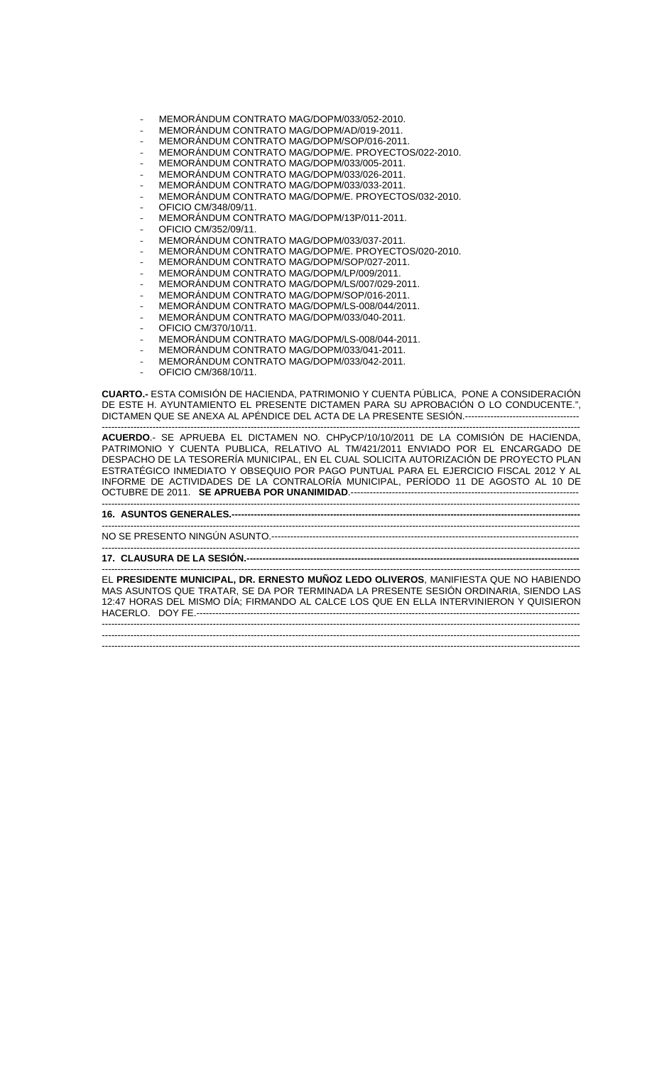- MEMORÁNDUM CONTRATO MAG/DOPM/033/052-2010.
- MEMORÁNDUM CONTRATO MAG/DOPM/AD/019-2011.
- MEMORÁNDUM CONTRATO MAG/DOPM/SOP/016-2011.
- MEMORÁNDUM CONTRATO MAG/DOPM/E. PROYECTOS/022-2010.
- MEMORÁNDUM CONTRATO MAG/DOPM/033/005-2011.
- MEMORÁNDUM CONTRATO MAG/DOPM/033/026-2011.
- MEMORÁNDUM CONTRATO MAG/DOPM/033/033-2011.
- MEMORÁNDUM CONTRATO MAG/DOPM/E. PROYECTOS/032-2010.
- OFICIO CM/348/09/11.
- MEMORÁNDUM CONTRATO MAG/DOPM/13P/011-2011.
- OFICIO CM/352/09/11.
- MEMORÁNDUM CONTRATO MAG/DOPM/033/037-2011.
- MEMORÁNDUM CONTRATO MAG/DOPM/E. PROYECTOS/020-2010.
- MEMORÁNDUM CONTRATO MAG/DOPM/SOP/027-2011.
- MEMORÁNDUM CONTRATO MAG/DOPM/LP/009/2011.
- MEMORÁNDUM CONTRATO MAG/DOPM/LS/007/029-2011.
- MEMORÁNDUM CONTRATO MAG/DOPM/SOP/016-2011.
- MEMORÁNDUM CONTRATO MAG/DOPM/LS-008/044/2011.
- MEMORÁNDUM CONTRATO MAG/DOPM/033/040-2011.
- OFICIO CM/370/10/11.
- MEMORÁNDUM CONTRATO MAG/DOPM/LS-008/044-2011.
- MEMORÁNDUM CONTRATO MAG/DOPM/033/041-2011.
- MEMORÁNDUM CONTRATO MAG/DOPM/033/042-2011.
- OFICIO CM/368/10/11.

**CUARTO.-** ESTA COMISIÓN DE HACIENDA, PATRIMONIO Y CUENTA PÚBLICA, PONE A CONSIDERACIÓN DE ESTE H. AYUNTAMIENTO EL PRESENTE DICTAMEN PARA SU APROBACIÓN O LO CONDUCENTE.", DICTAMEN QUE SE ANEXA AL APÉNDICE DEL ACTA DE LA PRESENTE SESIÓN.------------------------------------

---

**ACUERDO**.- SE APRUEBA EL DICTAMEN NO. CHPyCP/10/10/2011 DE LA COMISIÓN DE HACIENDA, PATRIMONIO Y CUENTA PUBLICA, RELATIVO AL TM/421/2011 ENVIADO POR EL ENCARGADO DE DESPACHO DE LA TESORERÍA MUNICIPAL, EN EL CUAL SOLICITA AUTORIZACIÓN DE PROYECTO PLAN ESTRATÉGICO INMEDIATO Y OBSEQUIO POR PAGO PUNTUAL PARA EL EJERCICIO FISCAL 2012 Y AL INFORME DE ACTIVIDADES DE LA CONTRALORÍA MUNICIPAL, PERÍODO 11 DE AGOSTO AL 10 DE OCTUBRE DE 2011. **SE APRUEBA POR UNANIMIDAD**.---------------------------------------------------------------------

---

**16. ASUNTOS GENERALES.----------------------------------------------------------------------------------------------------------**

---

NO SE PRESENTO NINGÚN ASUNTO.-----------------------------------------------------------------------------------------------

---

**17. CLAUSURA DE LA SESIÓN.-----------------------------------------------------------------------------------------------------**

---

EL **PRESIDENTE MUNICIPAL, DR. ERNESTO MUÑOZ LEDO OLIVEROS**, MANIFIESTA QUE NO HABIENDO MAS ASUNTOS QUE TRATAR, SE DA POR TERMINADA LA PRESENTE SESIÓN ORDINARIA, SIENDO LAS 12:47 HORAS DEL MISMO DÍA; FIRMANDO AL CALCE LOS QUE EN ELLA INTERVINIERON Y QUISIERON HACERLO. DOY FE.-------------------------------------------------------------------------------------------------------------------